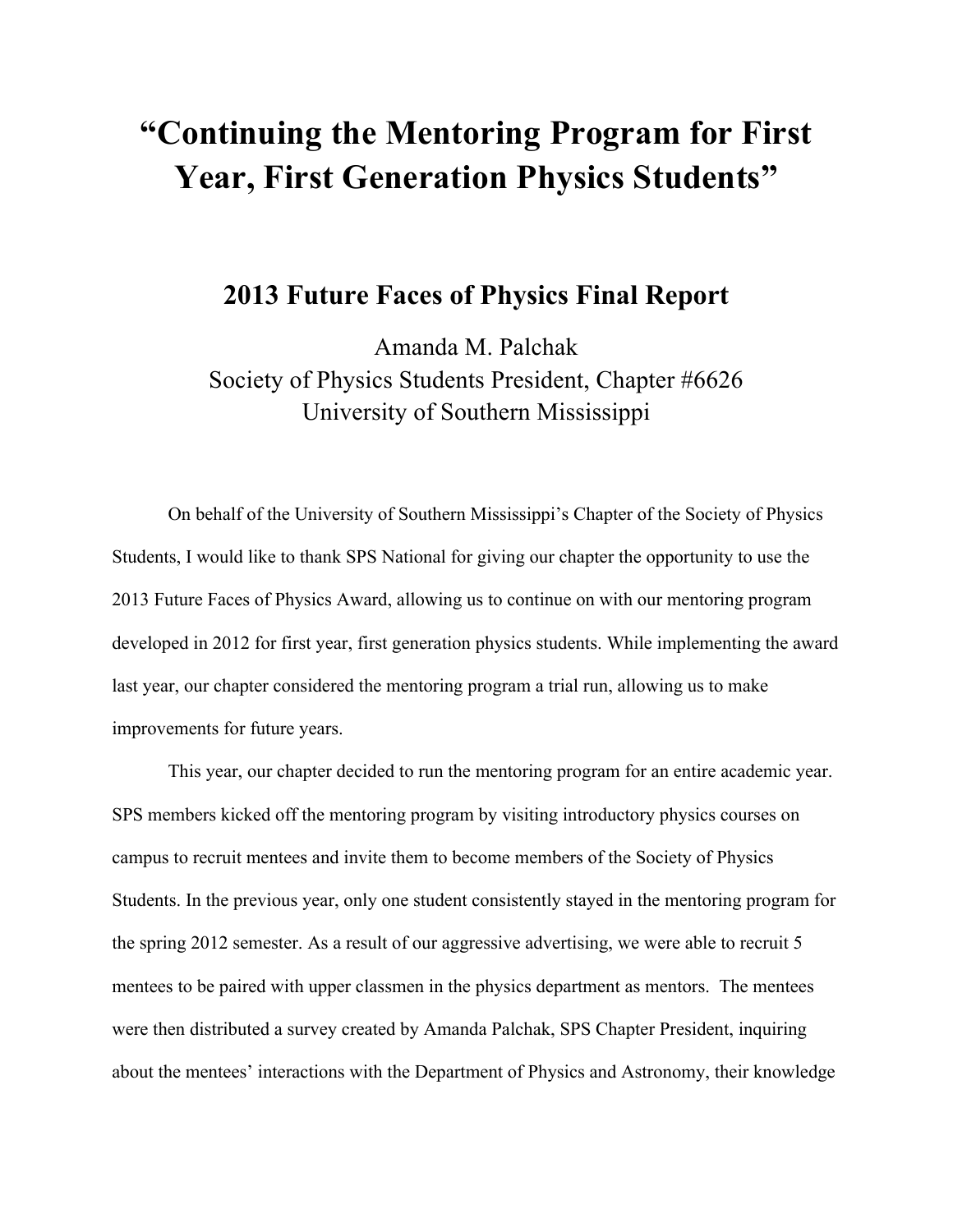# "Continuing the Mentoring Program for First Year, First Generation Physics Students"

## 2013 Future Faces of Physics Final Report

Amanda M. Palchak
Society of Physics Students President, Chapter #6626
University of Southern Mississippi

On behalf of the University of Southern Mississippi's Chapter of the Society of Physics Students, I would like to thank SPS National for giving our chapter the opportunity to use the 2013 Future Faces of Physics Award, allowing us to continue on with our mentoring program developed in 2012 for first year, first generation physics students. While implementing the award last year, our chapter considered the mentoring program a trial run, allowing us to make improvements for future years.

This year, our chapter decided to run the mentoring program for an entire academic year. SPS members kicked off the mentoring program by visiting introductory physics courses on campus to recruit mentees and invite them to become members of the Society of Physics Students. In the previous year, only one student consistently stayed in the mentoring program for the spring 2012 semester. As a result of our aggressive advertising, we were able to recruit 5 mentees to be paired with upper classmen in the physics department as mentors. The mentees were then distributed a survey created by Amanda Palchak, SPS Chapter President, inquiring about the mentees' interactions with the Department of Physics and Astronomy, their knowledge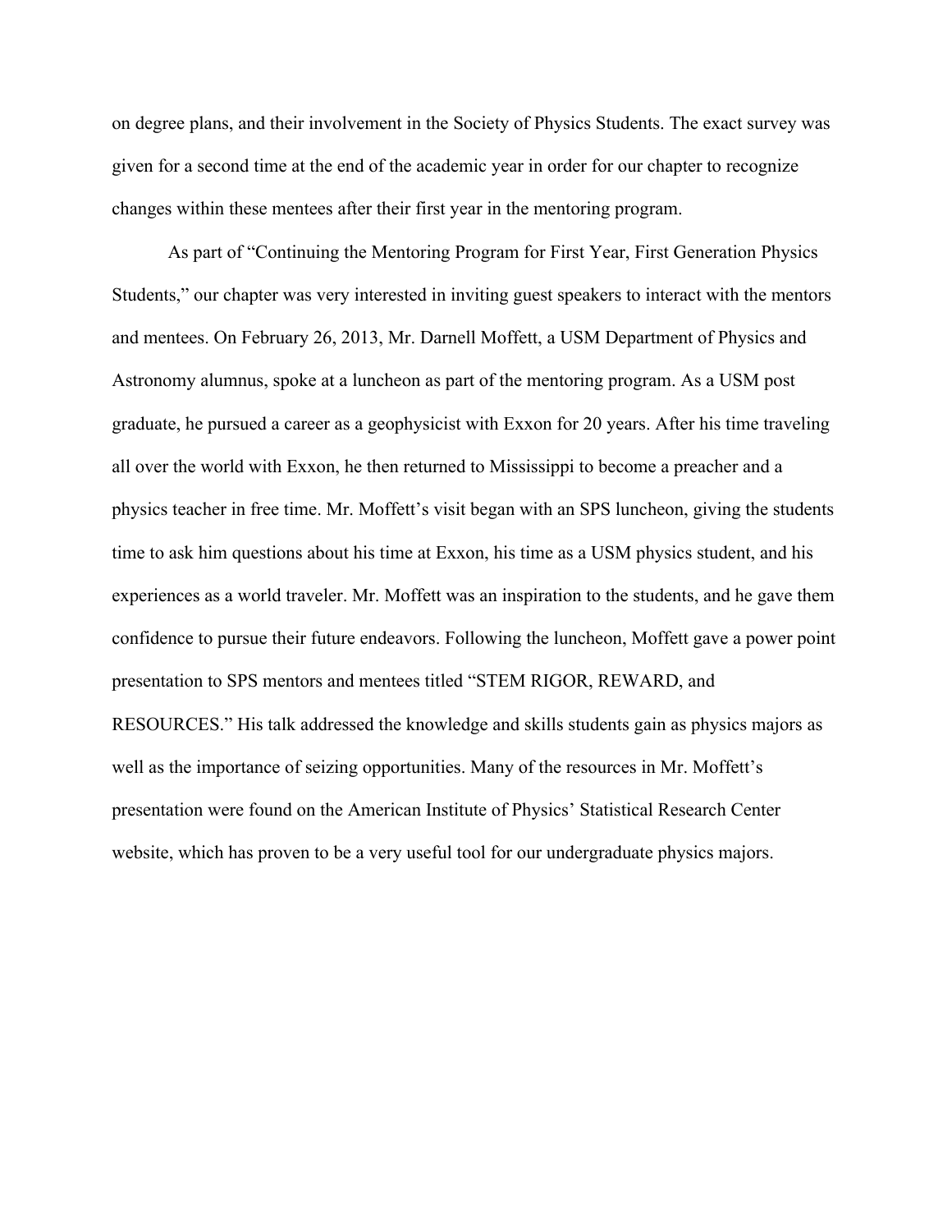on degree plans, and their involvement in the Society of Physics Students. The exact survey was given for a second time at the end of the academic year in order for our chapter to recognize changes within these mentees after their first year in the mentoring program.

As part of "Continuing the Mentoring Program for First Year, First Generation Physics Students," our chapter was very interested in inviting guest speakers to interact with the mentors and mentees. On February 26, 2013, Mr. Darnell Moffett, a USM Department of Physics and Astronomy alumnus, spoke at a luncheon as part of the mentoring program. As a USM post graduate, he pursued a career as a geophysicist with Exxon for 20 years. After his time traveling all over the world with Exxon, he then returned to Mississippi to become a preacher and a physics teacher in free time. Mr. Moffett's visit began with an SPS luncheon, giving the students time to ask him questions about his time at Exxon, his time as a USM physics student, and his experiences as a world traveler. Mr. Moffett was an inspiration to the students, and he gave them confidence to pursue their future endeavors. Following the luncheon, Moffett gave a power point presentation to SPS mentors and mentees titled "STEM RIGOR, REWARD, and RESOURCES." His talk addressed the knowledge and skills students gain as physics majors as well as the importance of seizing opportunities. Many of the resources in Mr. Moffett's presentation were found on the American Institute of Physics' Statistical Research Center website, which has proven to be a very useful tool for our undergraduate physics majors.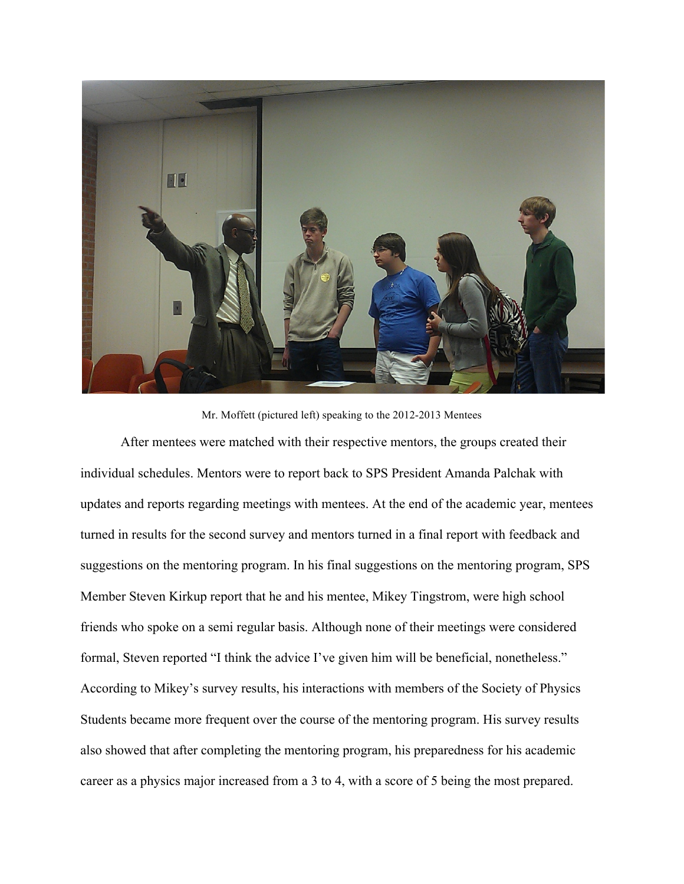Mr. Moffett (pictured left) speaking to the 2012-2013 Mentees

After mentees were matched with their respective mentors, the groups created their individual schedules. Mentors were to report back to SPS President Amanda Palchak with updates and reports regarding meetings with mentees. At the end of the academic year, mentees turned in results for the second survey and mentors turned in a final report with feedback and suggestions on the mentoring program. In his final suggestions on the mentoring program, SPS Member Steven Kirkup report that he and his mentee, Mikey Tingstrom, were high school friends who spoke on a semi regular basis. Although none of their meetings were considered formal, Steven reported "I think the advice I've given him will be beneficial, nonetheless." According to Mikey's survey results, his interactions with members of the Society of Physics Students became more frequent over the course of the mentoring program. His survey results also showed that after completing the mentoring program, his preparedness for his academic career as a physics major increased from a 3 to 4, with a score of 5 being the most prepared.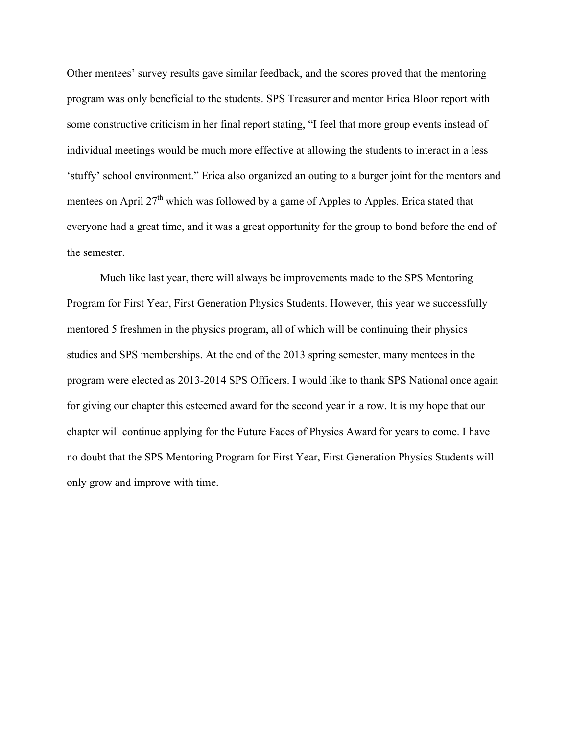Other mentees' survey results gave similar feedback, and the scores proved that the mentoring program was only beneficial to the students. SPS Treasurer and mentor Erica Bloor report with some constructive criticism in her final report stating, "I feel that more group events instead of individual meetings would be much more effective at allowing the students to interact in a less 'stuffy' school environment." Erica also organized an outing to a burger joint for the mentors and mentees on April 27th which was followed by a game of Apples to Apples. Erica stated that everyone had a great time, and it was a great opportunity for the group to bond before the end of the semester.

Much like last year, there will always be improvements made to the SPS Mentoring Program for First Year, First Generation Physics Students. However, this year we successfully mentored 5 freshmen in the physics program, all of which will be continuing their physics studies and SPS memberships. At the end of the 2013 spring semester, many mentees in the program were elected as 2013-2014 SPS Officers. I would like to thank SPS National once again for giving our chapter this esteemed award for the second year in a row. It is my hope that our chapter will continue applying for the Future Faces of Physics Award for years to come. I have no doubt that the SPS Mentoring Program for First Year, First Generation Physics Students will only grow and improve with time.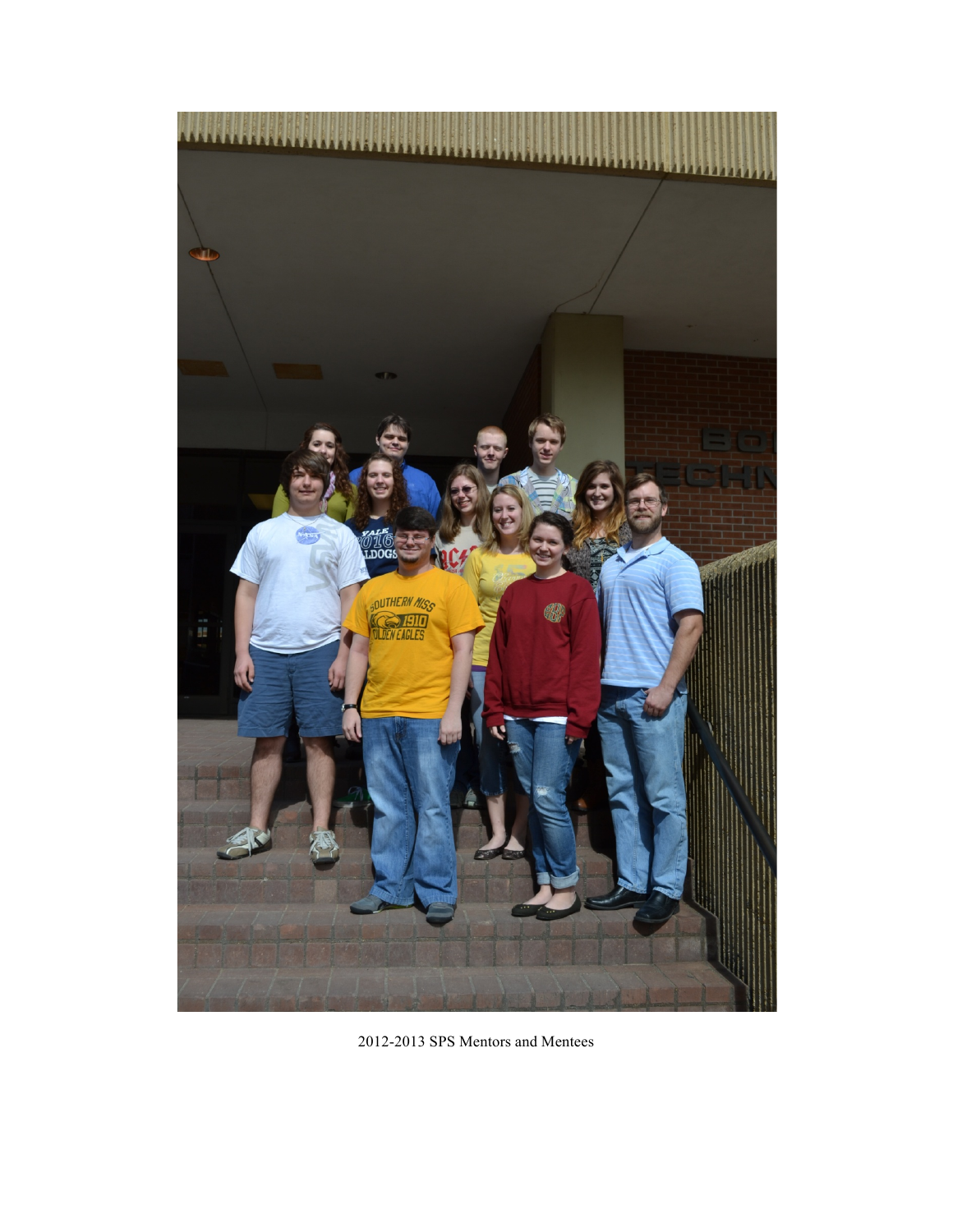2012-2013 SPS Mentors and Mentees